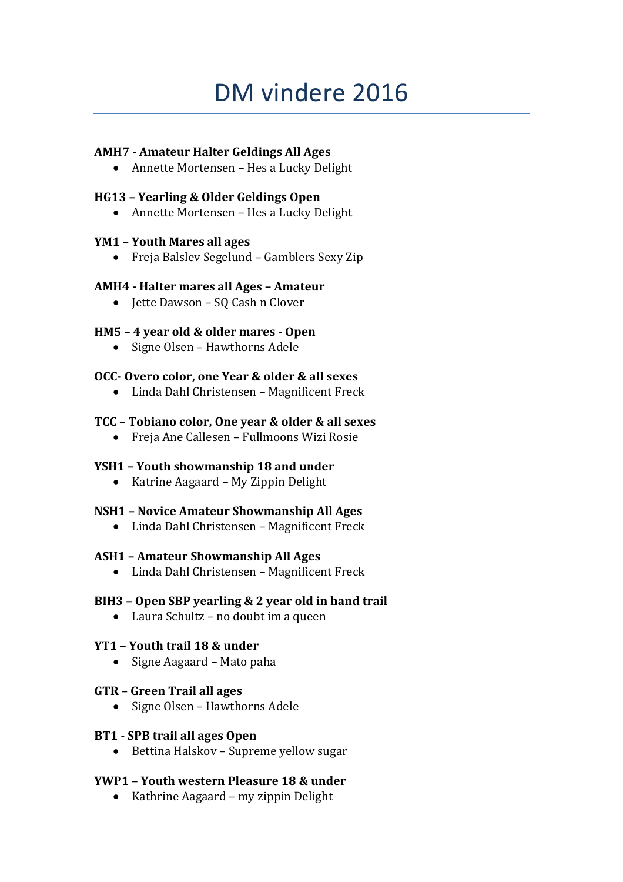# DM vindere 2016

**AMH7 - Amateur Halter Geldings All Ages**

- Annette Mortensen – Hes a Lucky Delight

**HG13 – Yearling & Older Geldings Open**

- Annette Mortensen – Hes a Lucky Delight

**YM1 – Youth Mares all ages**

- Freja Balslev Segelund – Gamblers Sexy Zip

**AMH4 - Halter mares all Ages – Amateur**

- Jette Dawson – SQ Cash n Clover

**HM5 – 4 year old & older mares - Open**

- Signe Olsen – Hawthorns Adele

**OCC- Overo color, one Year & older & all sexes**

- Linda Dahl Christensen – Magnificent Freck

**TCC – Tobiano color, One year & older & all sexes**

- Freja Ane Callesen – Fullmoons Wizi Rosie

**YSH1 – Youth showmanship 18 and under**

- Katrine Aagaard – My Zippin Delight

**NSH1 – Novice Amateur Showmanship All Ages**

- Linda Dahl Christensen – Magnificent Freck

**ASH1 – Amateur Showmanship All Ages**

- Linda Dahl Christensen – Magnificent Freck

**BIH3 – Open SBP yearling & 2 year old in hand trail**

- Laura Schultz – no doubt im a queen

**YT1 – Youth trail 18 & under**

- Signe Aagaard – Mato paha

**GTR – Green Trail all ages**

- Signe Olsen – Hawthorns Adele

**BT1 - SPB trail all ages Open**

- Bettina Halskov – Supreme yellow sugar

**YWP1 – Youth western Pleasure 18 & under**

- Kathrine Aagaard – my zippin Delight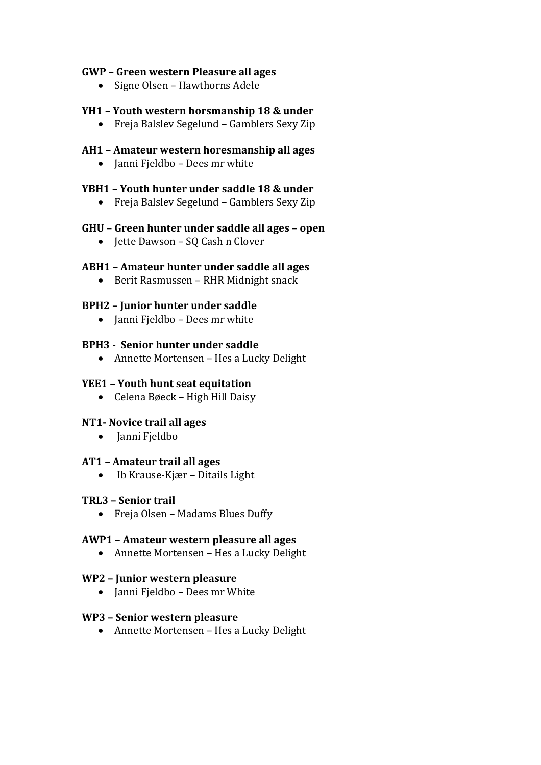**GWP – Green western Pleasure all ages**

- Signe Olsen – Hawthorns Adele

**YH1 – Youth western horsmanship 18 & under**

- Freja Balslev Segelund – Gamblers Sexy Zip

**AH1 – Amateur western horesmanship all ages**

- Janni Fjeldbo – Dees mr white

**YBH1 – Youth hunter under saddle 18 & under**

- Freja Balslev Segelund – Gamblers Sexy Zip

**GHU – Green hunter under saddle all ages – open**

- Jette Dawson – SQ Cash n Clover

**ABH1 – Amateur hunter under saddle all ages**

- Berit Rasmussen – RHR Midnight snack

**BPH2 – Junior hunter under saddle**

- Janni Fjeldbo – Dees mr white

**BPH3 - Senior hunter under saddle**

- Annette Mortensen – Hes a Lucky Delight

**YEE1 – Youth hunt seat equitation**

- Celena Bøeck – High Hill Daisy

**NT1- Novice trail all ages**

- Janni Fjeldbo

**AT1 – Amateur trail all ages**

- Ib Krause-Kjær – Ditails Light

**TRL3 – Senior trail**

- Freja Olsen – Madams Blues Duffy

**AWP1 – Amateur western pleasure all ages**

- Annette Mortensen – Hes a Lucky Delight

**WP2 – Junior western pleasure**

- Janni Fjeldbo – Dees mr White

**WP3 – Senior western pleasure**

- Annette Mortensen – Hes a Lucky Delight